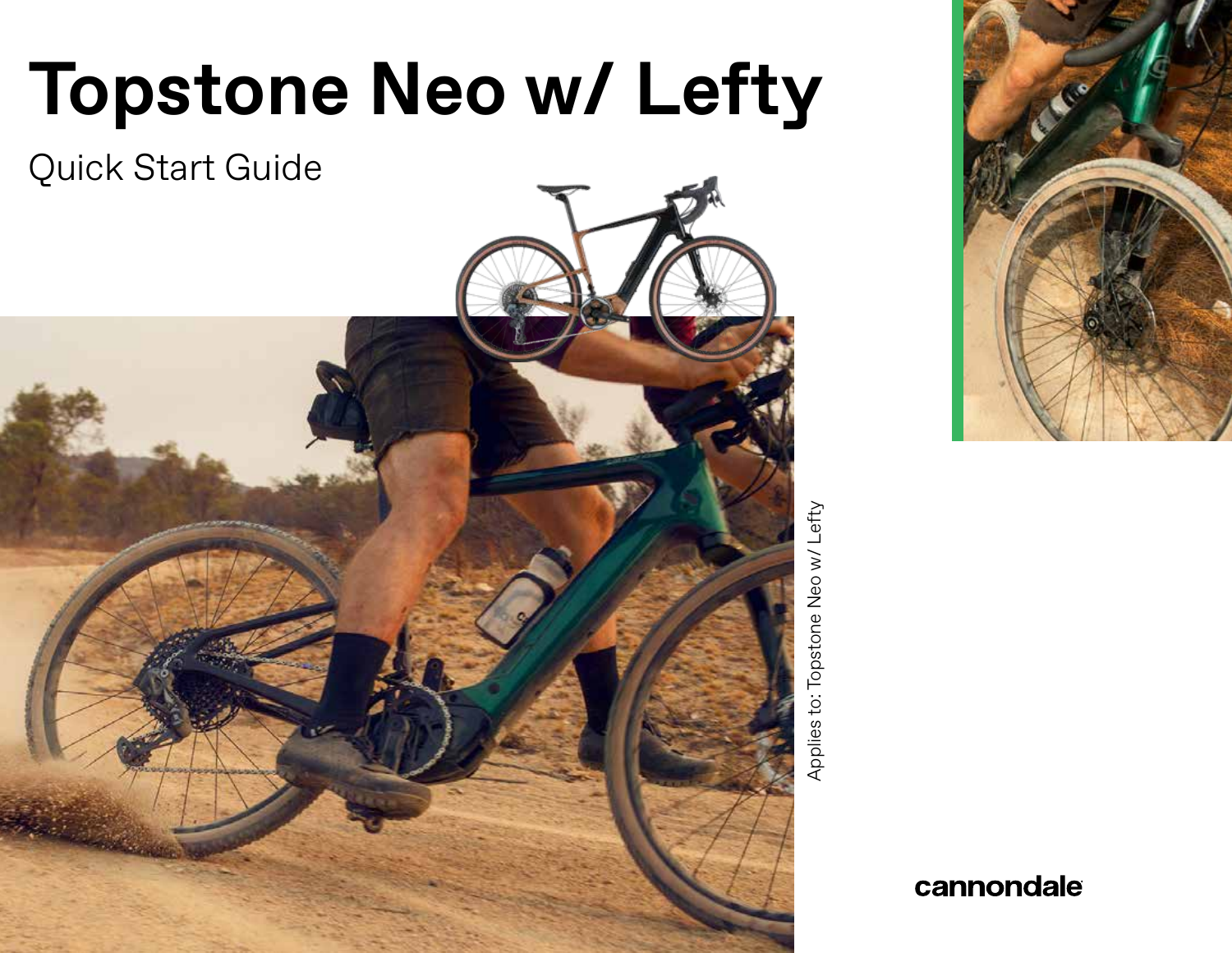# Topstone Neo w/ Lefty

Quick Start Guide

Applies to: Topstone Neo w/ Lefty

cannondale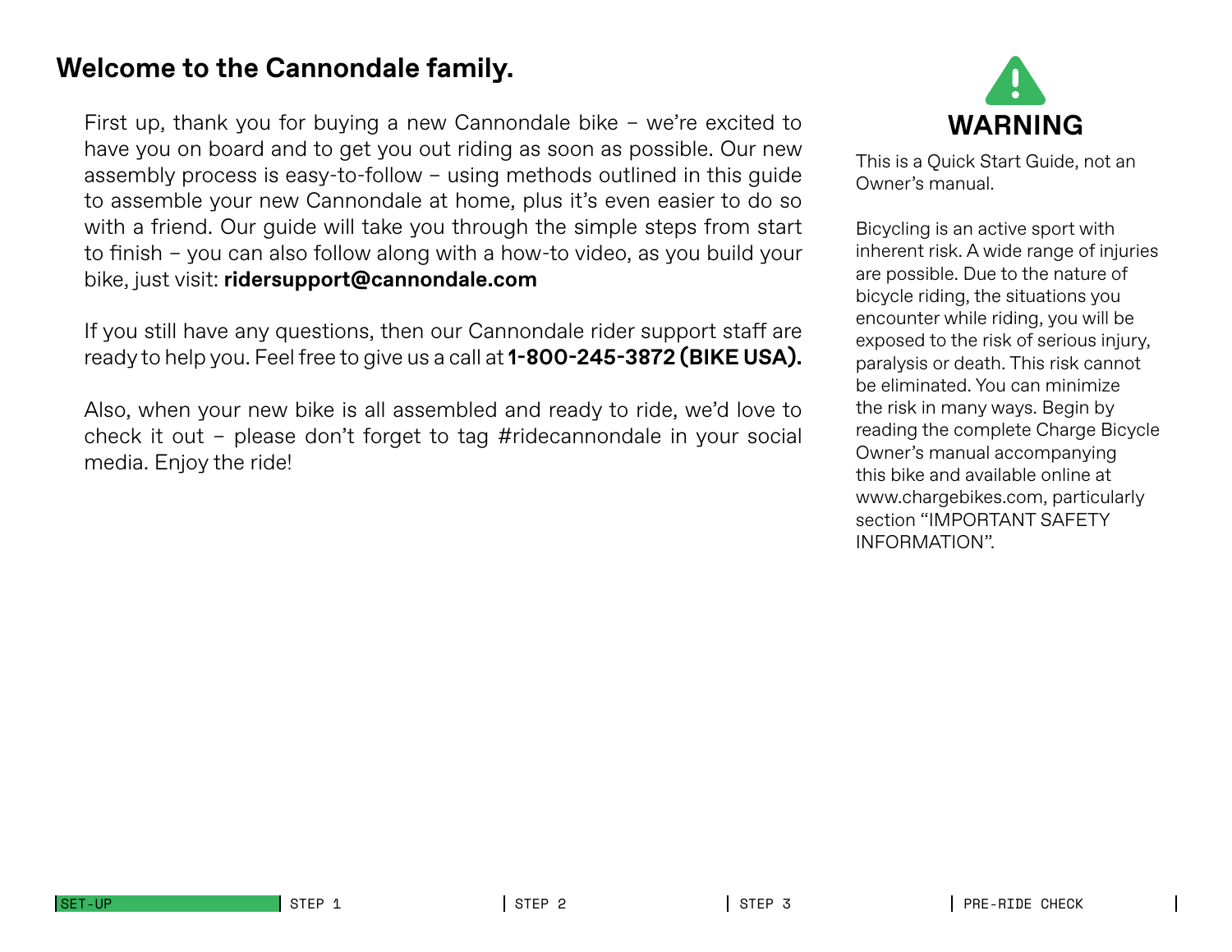## Welcome to the Cannondale family.

First up, thank you for buying a new Cannondale bike – we're excited to have you on board and to get you out riding as soon as possible. Our new assembly process is easy-to-follow – using methods outlined in this guide to assemble your new Cannondale at home, plus it's even easier to do so with a friend. Our guide will take you through the simple steps from start to finish – you can also follow along with a how-to video, as you build your bike, just visit: **ridersupport@cannondale.com**

If you still have any questions, then our Cannondale rider support staff are ready to help you. Feel free to give us a call at **1-800-245-3872 (BIKE USA).**

Also, when your new bike is all assembled and ready to ride, we'd love to check it out – please don't forget to tag #ridecannondale in your social media. Enjoy the ride!

### WARNING

This is a Quick Start Guide, not an Owner's manual.

Bicycling is an active sport with inherent risk. A wide range of injuries are possible. Due to the nature of bicycle riding, the situations you encounter while riding, you will be exposed to the risk of serious injury, paralysis or death. This risk cannot be eliminated. You can minimize the risk in many ways. Begin by reading the complete Charge Bicycle Owner's manual accompanying this bike and available online at www.chargebikes.com, particularly section "IMPORTANT SAFETY INFORMATION".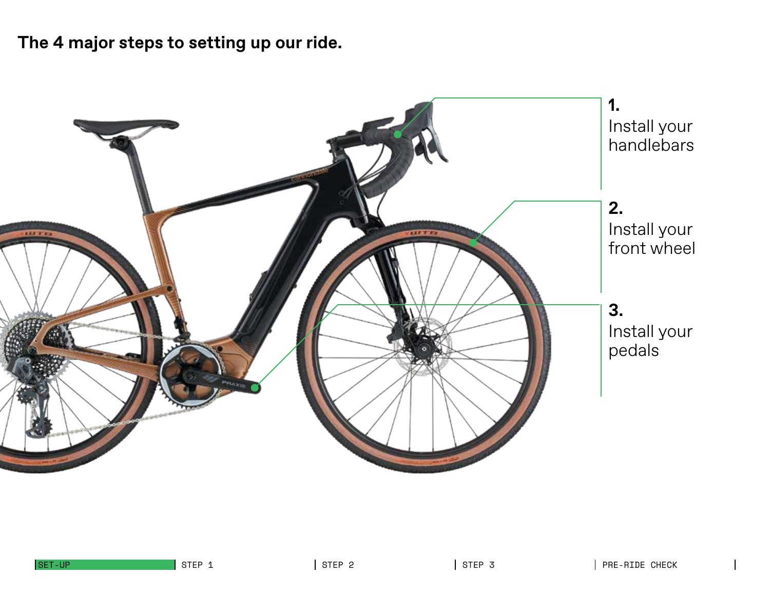## The 4 major steps to setting up our ride.

1. Install your handlebars
2. Install your front wheel
3. Install your pedals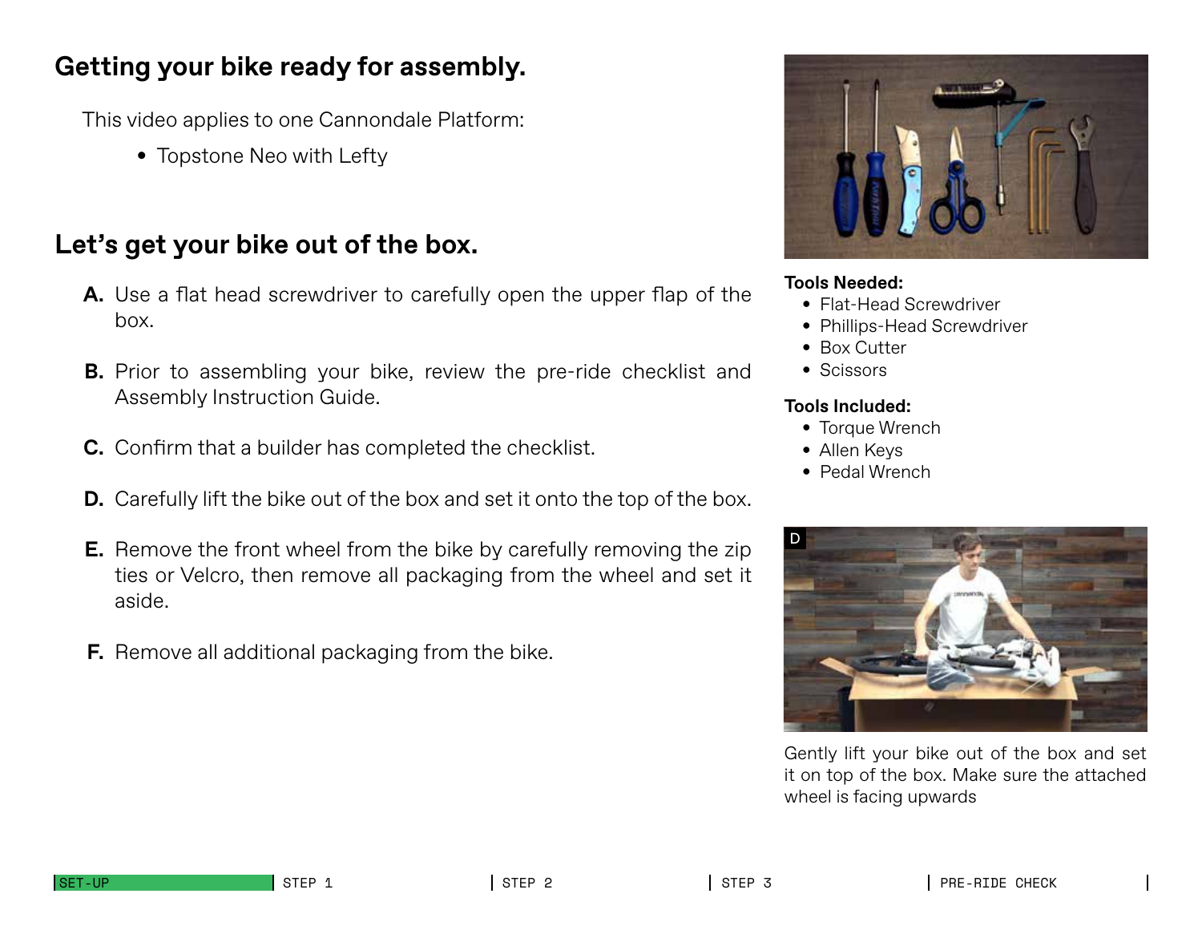## Getting your bike ready for assembly.

This video applies to one Cannondale Platform:

- Topstone Neo with Lefty

## Let's get your bike out of the box.

**A.** Use a flat head screwdriver to carefully open the upper flap of the box.

**B.** Prior to assembling your bike, review the pre-ride checklist and Assembly Instruction Guide.

**C.** Confirm that a builder has completed the checklist.

**D.** Carefully lift the bike out of the box and set it onto the top of the box.

**E.** Remove the front wheel from the bike by carefully removing the zip ties or Velcro, then remove all packaging from the wheel and set it aside.

**F.** Remove all additional packaging from the bike.

**Tools Needed:**

- Flat-Head Screwdriver
- Phillips-Head Screwdriver
- Box Cutter
- Scissors

**Tools Included:**

- Torque Wrench
- Allen Keys
- Pedal Wrench

D

Gently lift your bike out of the box and set it on top of the box. Make sure the attached wheel is facing upwards

SET-UP | STEP 1 | STEP 2 | STEP 3 | PRE-RIDE CHECK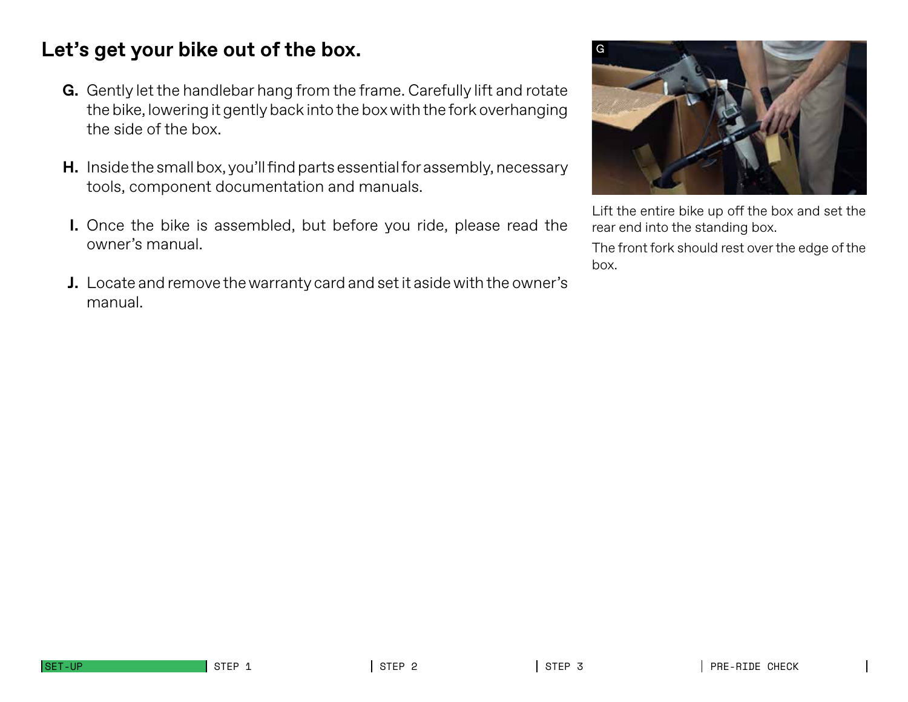## Let's get your bike out of the box.

**G.** Gently let the handlebar hang from the frame. Carefully lift and rotate the bike, lowering it gently back into the box with the fork overhanging the side of the box.

**H.** Inside the small box, you'll find parts essential for assembly, necessary tools, component documentation and manuals.

**I.** Once the bike is assembled, but before you ride, please read the owner's manual.

**J.** Locate and remove the warranty card and set it aside with the owner's manual.

G

Lift the entire bike up off the box and set the rear end into the standing box.

The front fork should rest over the edge of the box.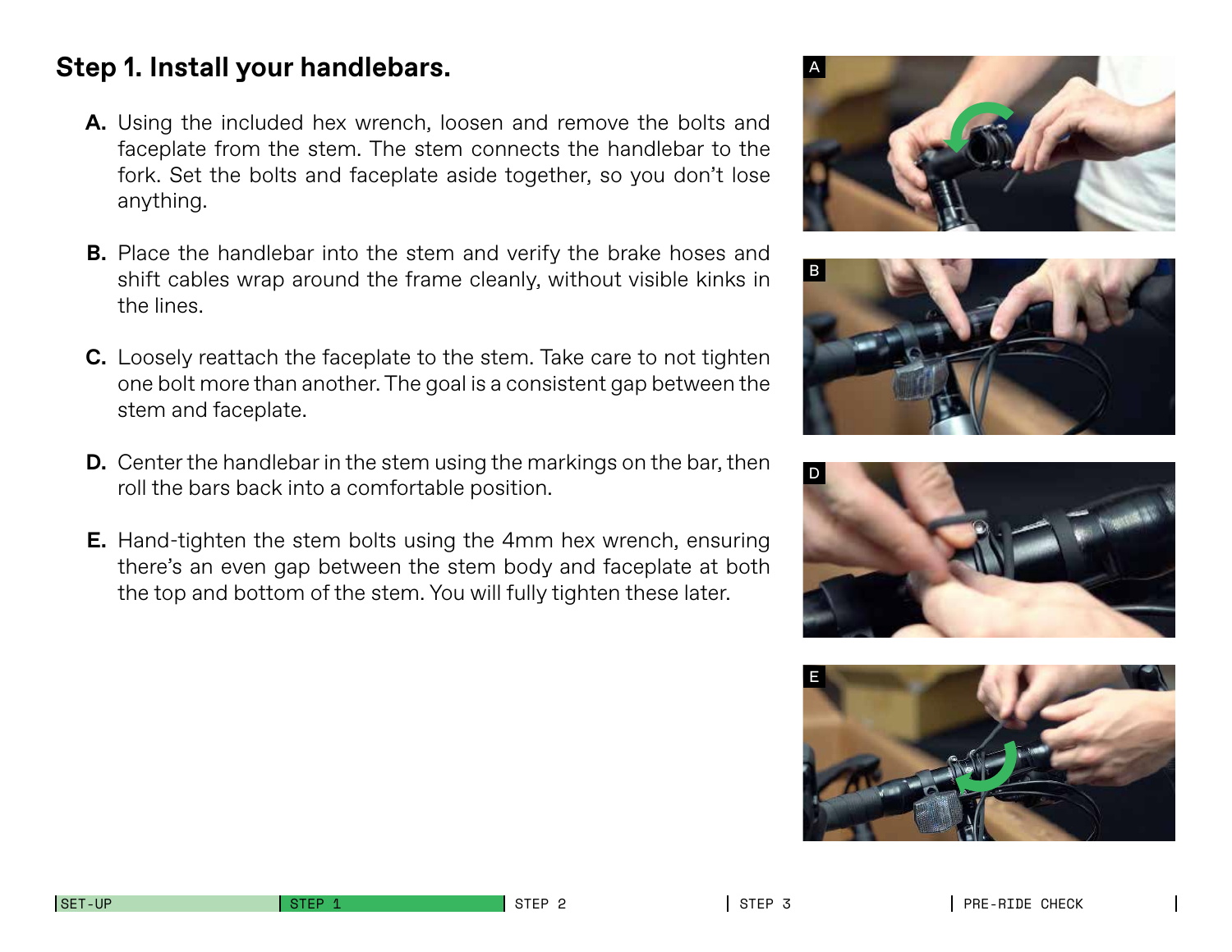## Step 1. Install your handlebars.

**A.** Using the included hex wrench, loosen and remove the bolts and faceplate from the stem. The stem connects the handlebar to the fork. Set the bolts and faceplate aside together, so you don't lose anything.

**B.** Place the handlebar into the stem and verify the brake hoses and shift cables wrap around the frame cleanly, without visible kinks in the lines.

**C.** Loosely reattach the faceplate to the stem. Take care to not tighten one bolt more than another. The goal is a consistent gap between the stem and faceplate.

**D.** Center the handlebar in the stem using the markings on the bar, then roll the bars back into a comfortable position.

**E.** Hand-tighten the stem bolts using the 4mm hex wrench, ensuring there's an even gap between the stem body and faceplate at both the top and bottom of the stem. You will fully tighten these later.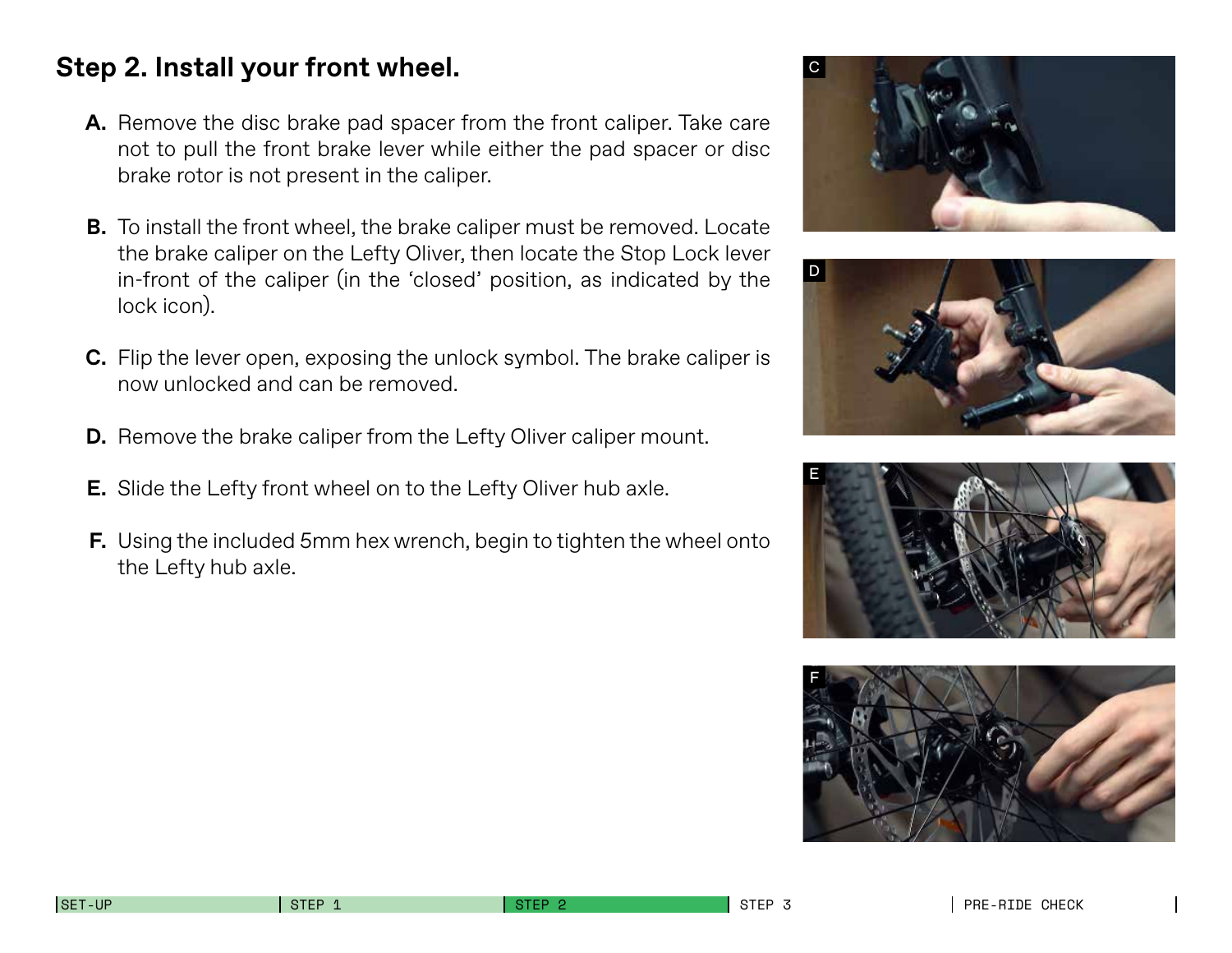## Step 2. Install your front wheel.

**A.** Remove the disc brake pad spacer from the front caliper. Take care not to pull the front brake lever while either the pad spacer or disc brake rotor is not present in the caliper.

**B.** To install the front wheel, the brake caliper must be removed. Locate the brake caliper on the Lefty Oliver, then locate the Stop Lock lever in-front of the caliper (in the 'closed' position, as indicated by the lock icon).

**C.** Flip the lever open, exposing the unlock symbol. The brake caliper is now unlocked and can be removed.

**D.** Remove the brake caliper from the Lefty Oliver caliper mount.

**E.** Slide the Lefty front wheel on to the Lefty Oliver hub axle.

**F.** Using the included 5mm hex wrench, begin to tighten the wheel onto the Lefty hub axle.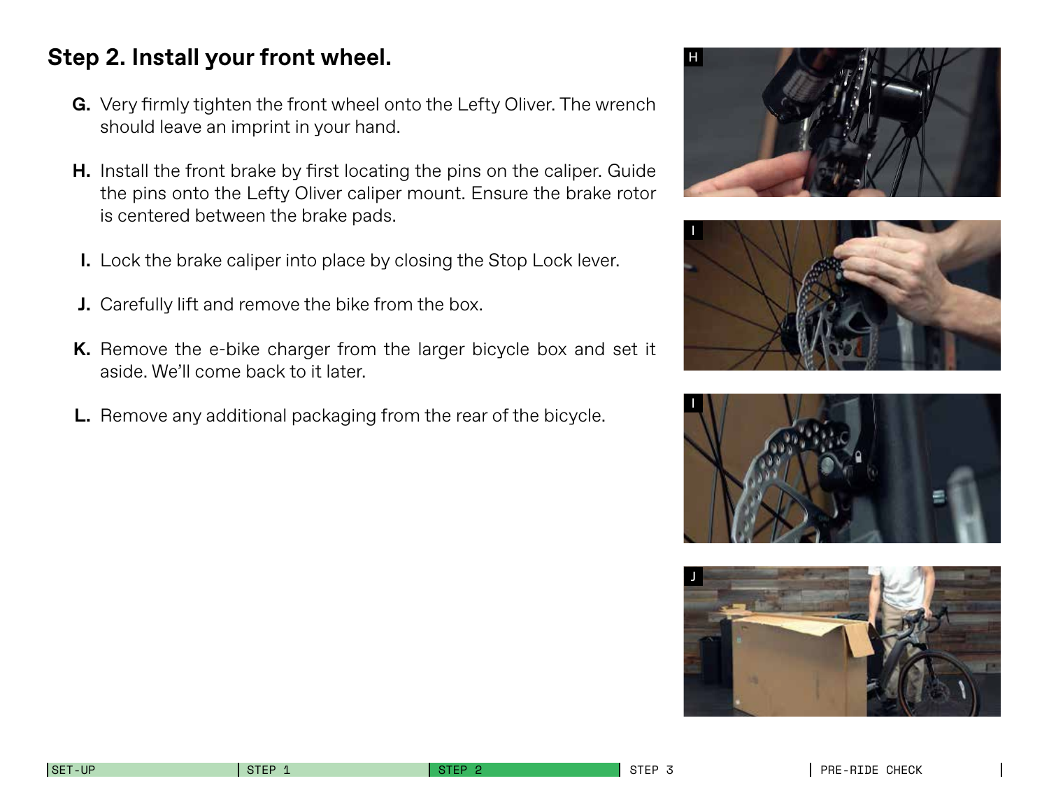## Step 2. Install your front wheel.

- **G.** Very firmly tighten the front wheel onto the Lefty Oliver. The wrench should leave an imprint in your hand.
- **H.** Install the front brake by first locating the pins on the caliper. Guide the pins onto the Lefty Oliver caliper mount. Ensure the brake rotor is centered between the brake pads.
- **I.** Lock the brake caliper into place by closing the Stop Lock lever.
- **J.** Carefully lift and remove the bike from the box.
- **K.** Remove the e-bike charger from the larger bicycle box and set it aside. We'll come back to it later.
- **L.** Remove any additional packaging from the rear of the bicycle.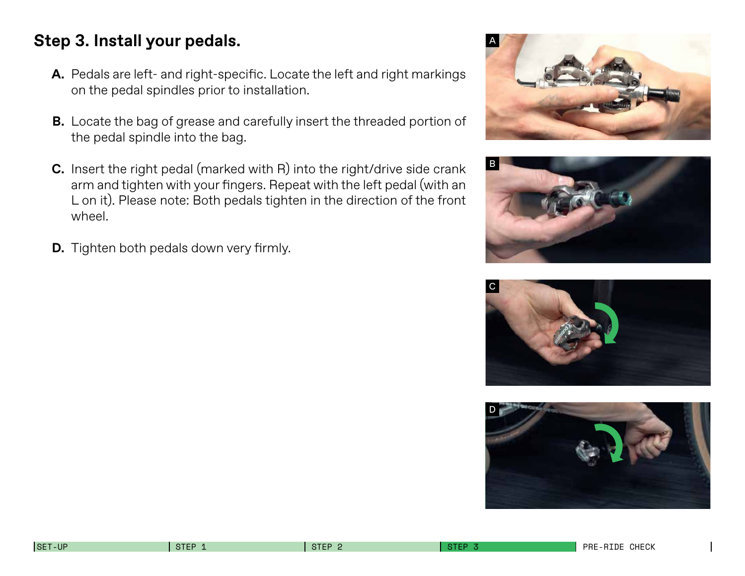## Step 3. Install your pedals.

**A.** Pedals are left- and right-specific. Locate the left and right markings on the pedal spindles prior to installation.

**B.** Locate the bag of grease and carefully insert the threaded portion of the pedal spindle into the bag.

**C.** Insert the right pedal (marked with R) into the right/drive side crank arm and tighten with your fingers. Repeat with the left pedal (with an L on it). Please note: Both pedals tighten in the direction of the front wheel.

**D.** Tighten both pedals down very firmly.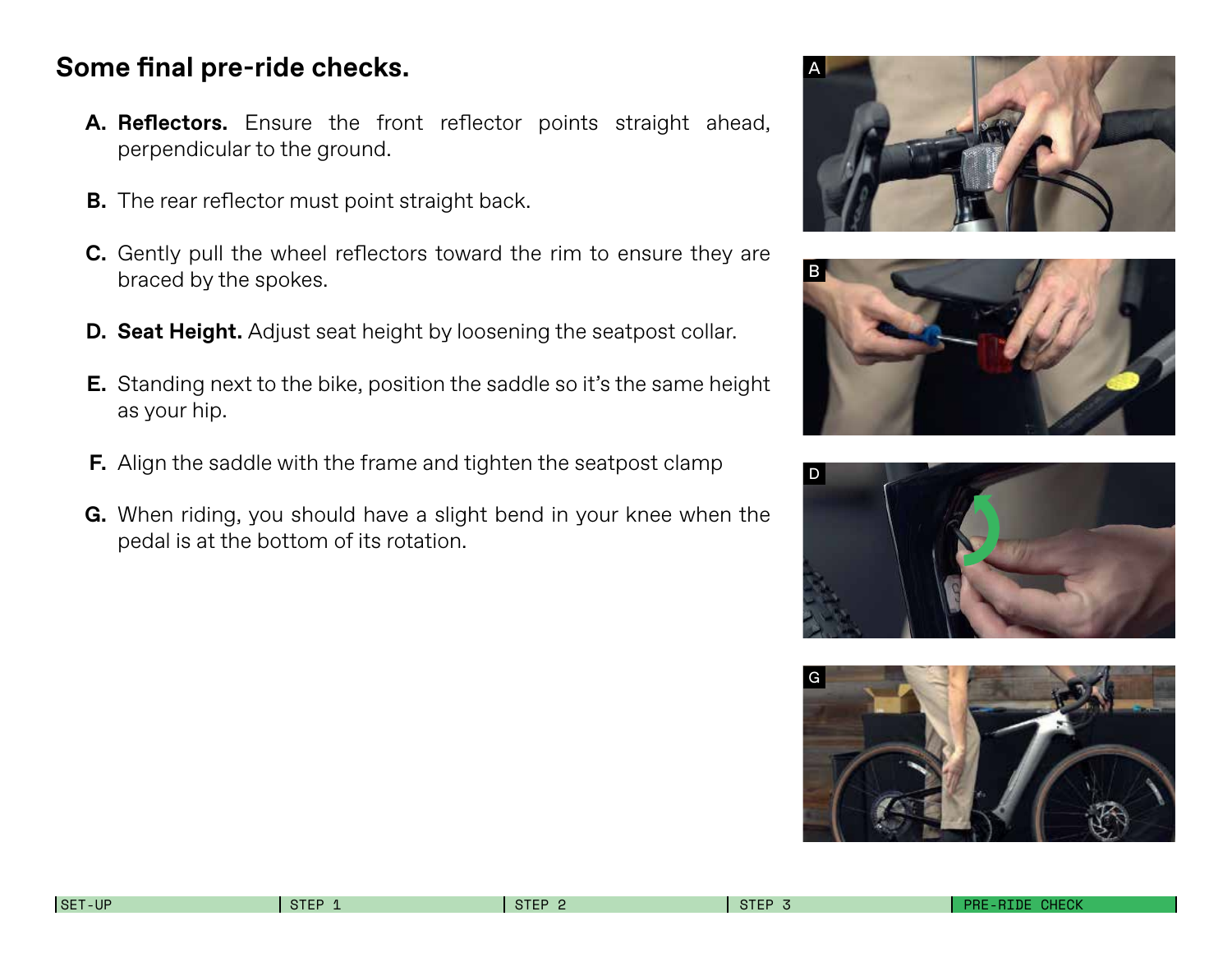## Some final pre-ride checks.

**A.** **Reflectors.** Ensure the front reflector points straight ahead, perpendicular to the ground.

**B.** The rear reflector must point straight back.

**C.** Gently pull the wheel reflectors toward the rim to ensure they are braced by the spokes.

**D.** **Seat Height.** Adjust seat height by loosening the seatpost collar.

**E.** Standing next to the bike, position the saddle so it's the same height as your hip.

**F.** Align the saddle with the frame and tighten the seatpost clamp

**G.** When riding, you should have a slight bend in your knee when the pedal is at the bottom of its rotation.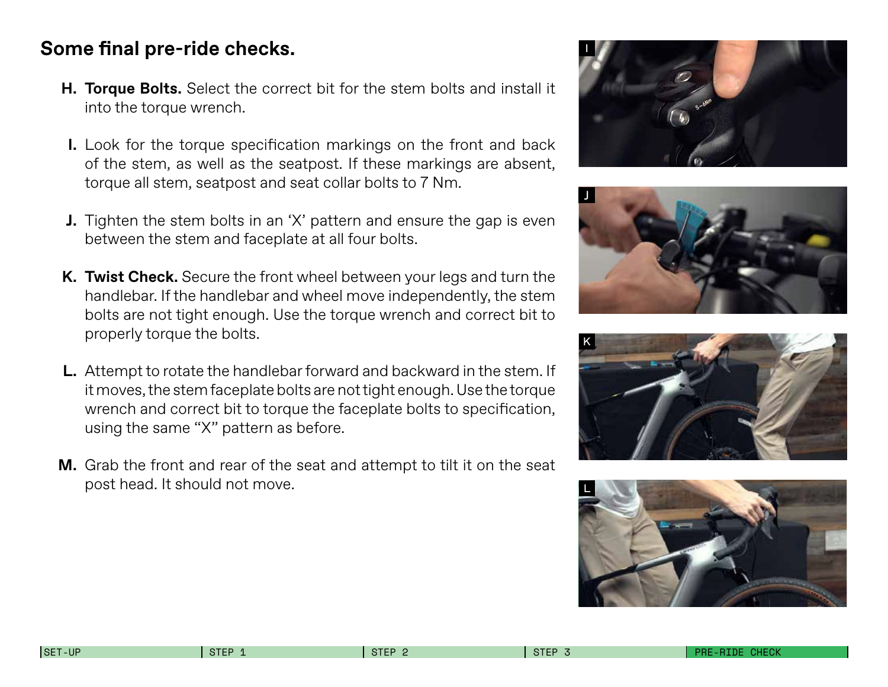## Some final pre-ride checks.

- **H. Torque Bolts.** Select the correct bit for the stem bolts and install it into the torque wrench.
- **I.** Look for the torque specification markings on the front and back of the stem, as well as the seatpost. If these markings are absent, torque all stem, seatpost and seat collar bolts to 7 Nm.
- **J.** Tighten the stem bolts in an 'X' pattern and ensure the gap is even between the stem and faceplate at all four bolts.
- **K. Twist Check.** Secure the front wheel between your legs and turn the handlebar. If the handlebar and wheel move independently, the stem bolts are not tight enough. Use the torque wrench and correct bit to properly torque the bolts.
- **L.** Attempt to rotate the handlebar forward and backward in the stem. If it moves, the stem faceplate bolts are not tight enough. Use the torque wrench and correct bit to torque the faceplate bolts to specification, using the same "X" pattern as before.
- **M.** Grab the front and rear of the seat and attempt to tilt it on the seat post head. It should not move.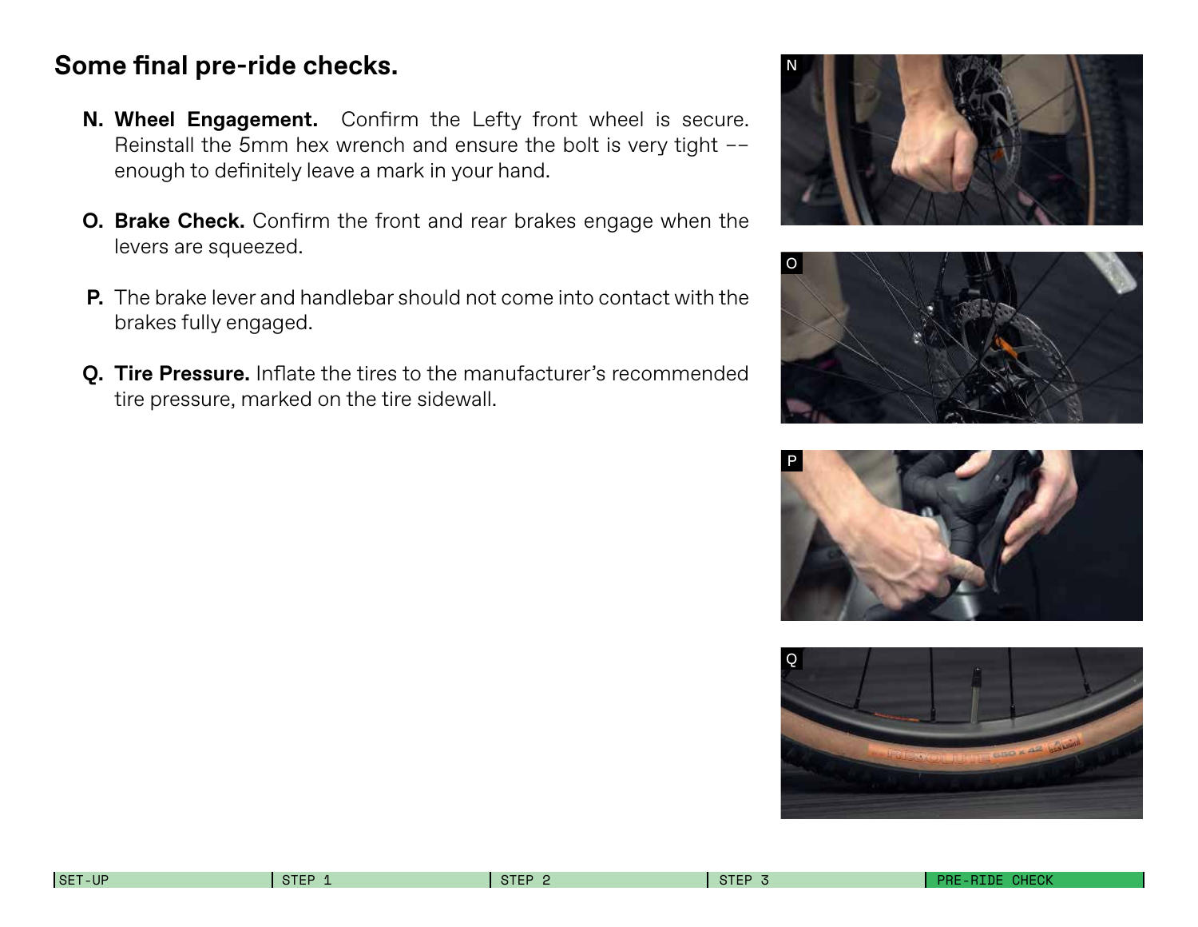## Some final pre-ride checks.

**N. Wheel Engagement.** Confirm the Lefty front wheel is secure. Reinstall the 5mm hex wrench and ensure the bolt is very tight -- enough to definitely leave a mark in your hand.

**O. Brake Check.** Confirm the front and rear brakes engage when the levers are squeezed.

**P.** The brake lever and handlebar should not come into contact with the brakes fully engaged.

**Q. Tire Pressure.** Inflate the tires to the manufacturer's recommended tire pressure, marked on the tire sidewall.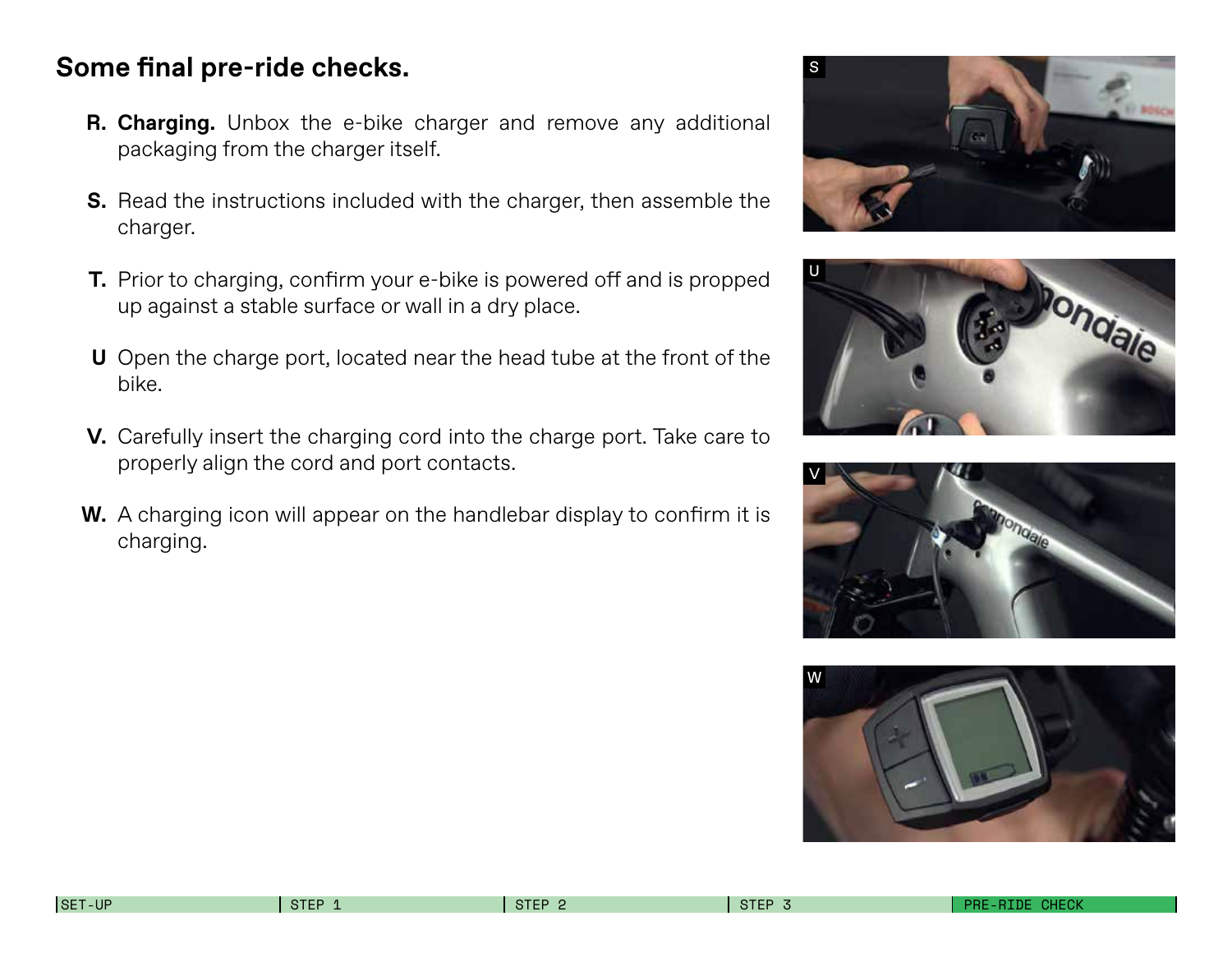## Some final pre-ride checks.

**R. Charging.** Unbox the e-bike charger and remove any additional packaging from the charger itself.

**S.** Read the instructions included with the charger, then assemble the charger.

**T.** Prior to charging, confirm your e-bike is powered off and is propped up against a stable surface or wall in a dry place.

**U** Open the charge port, located near the head tube at the front of the bike.

**V.** Carefully insert the charging cord into the charge port. Take care to properly align the cord and port contacts.

**W.** A charging icon will appear on the handlebar display to confirm it is charging.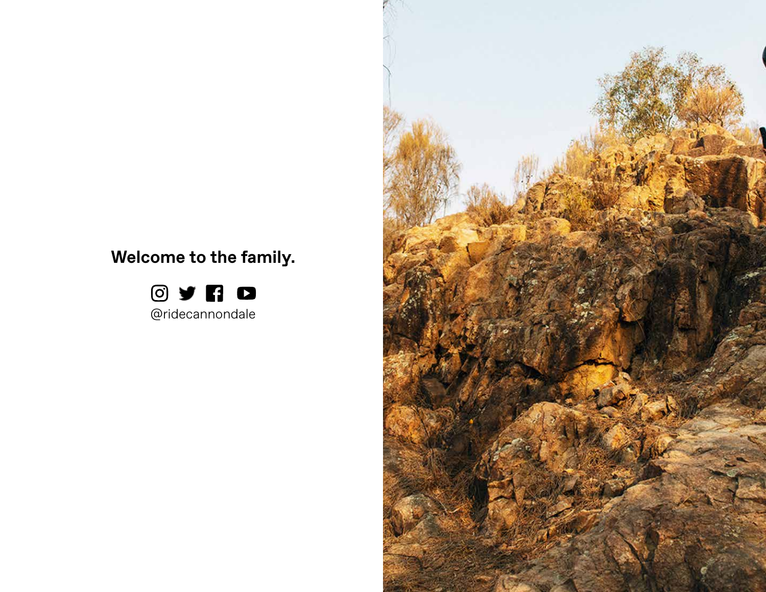**Welcome to the family.**

@ridecannondale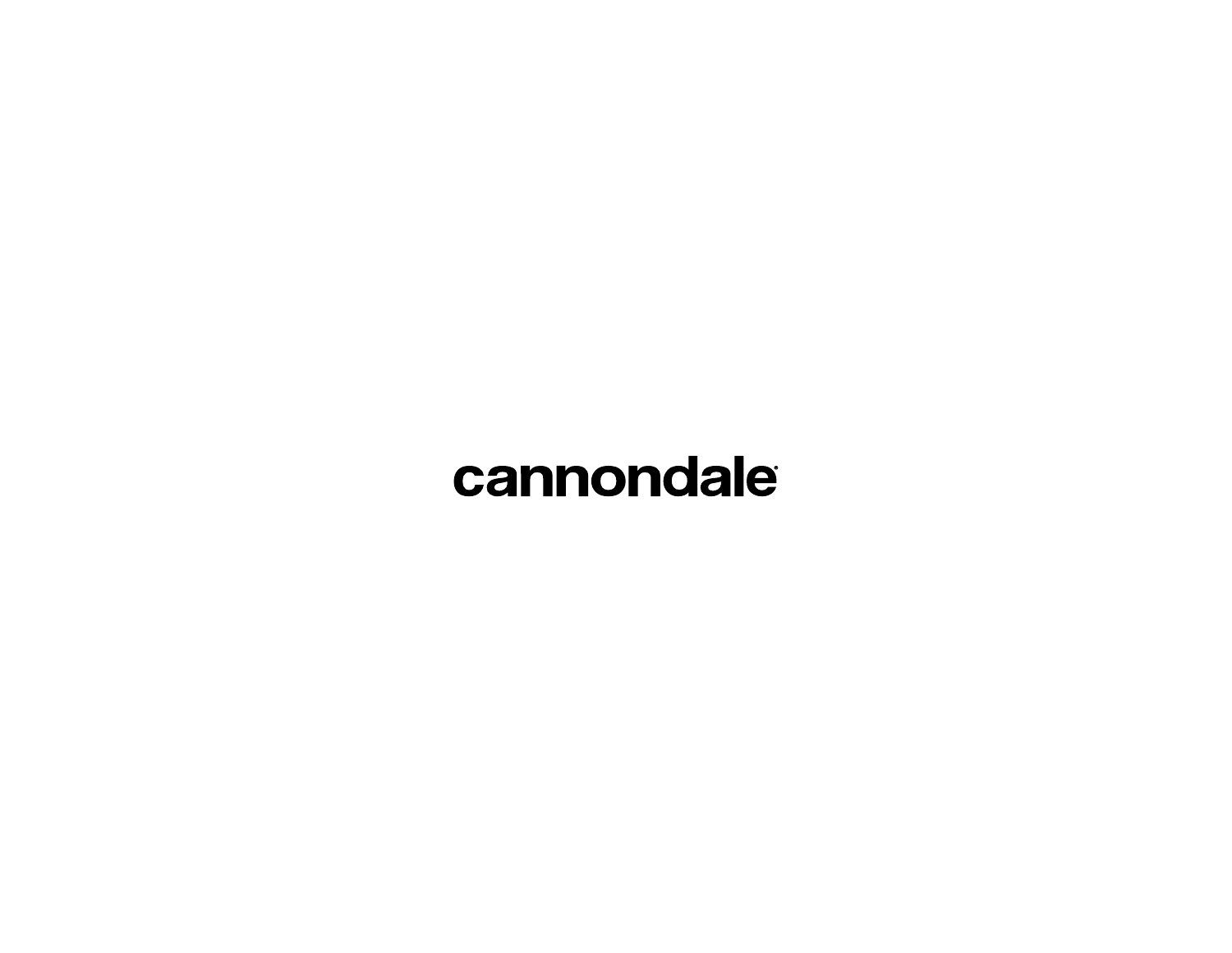cannondale®